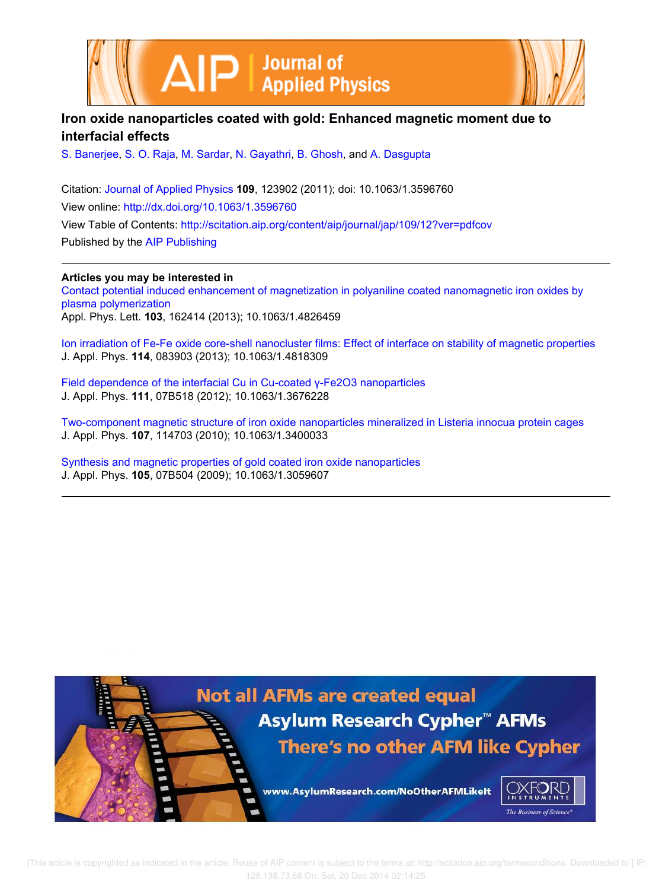# Iron oxide nanoparticles coated with gold: Enhanced magnetic moment due to interfacial effects

S. Banerjee, S. O. Raja, M. Sardar, N. Gayathri, B. Ghosh, and A. Dasgupta

Citation: Journal of Applied Physics **109**, 123902 (2011); doi: 10.1063/1.3596760

View online: http://dx.doi.org/10.1063/1.3596760

View Table of Contents: http://scitation.aip.org/content/aip/journal/jap/109/12?ver=pdfcov

Published by the AIP Publishing

---

**Articles you may be interested in**

Contact potential induced enhancement of magnetization in polyaniline coated nanomagnetic iron oxides by plasma polymerization
Appl. Phys. Lett. **103**, 162414 (2013); 10.1063/1.4826459

Ion irradiation of Fe-Fe oxide core-shell nanocluster films: Effect of interface on stability of magnetic properties
J. Appl. Phys. **114**, 083903 (2013); 10.1063/1.4818309

Field dependence of the interfacial Cu in Cu-coated γ-$Fe_2O_3$ nanoparticles
J. Appl. Phys. **111**, 07B518 (2012); 10.1063/1.3676228

Two-component magnetic structure of iron oxide nanoparticles mineralized in Listeria innocua protein cages
J. Appl. Phys. **107**, 114703 (2010); 10.1063/1.3400033

Synthesis and magnetic properties of gold coated iron oxide nanoparticles
J. Appl. Phys. **105**, 07B504 (2009); 10.1063/1.3059607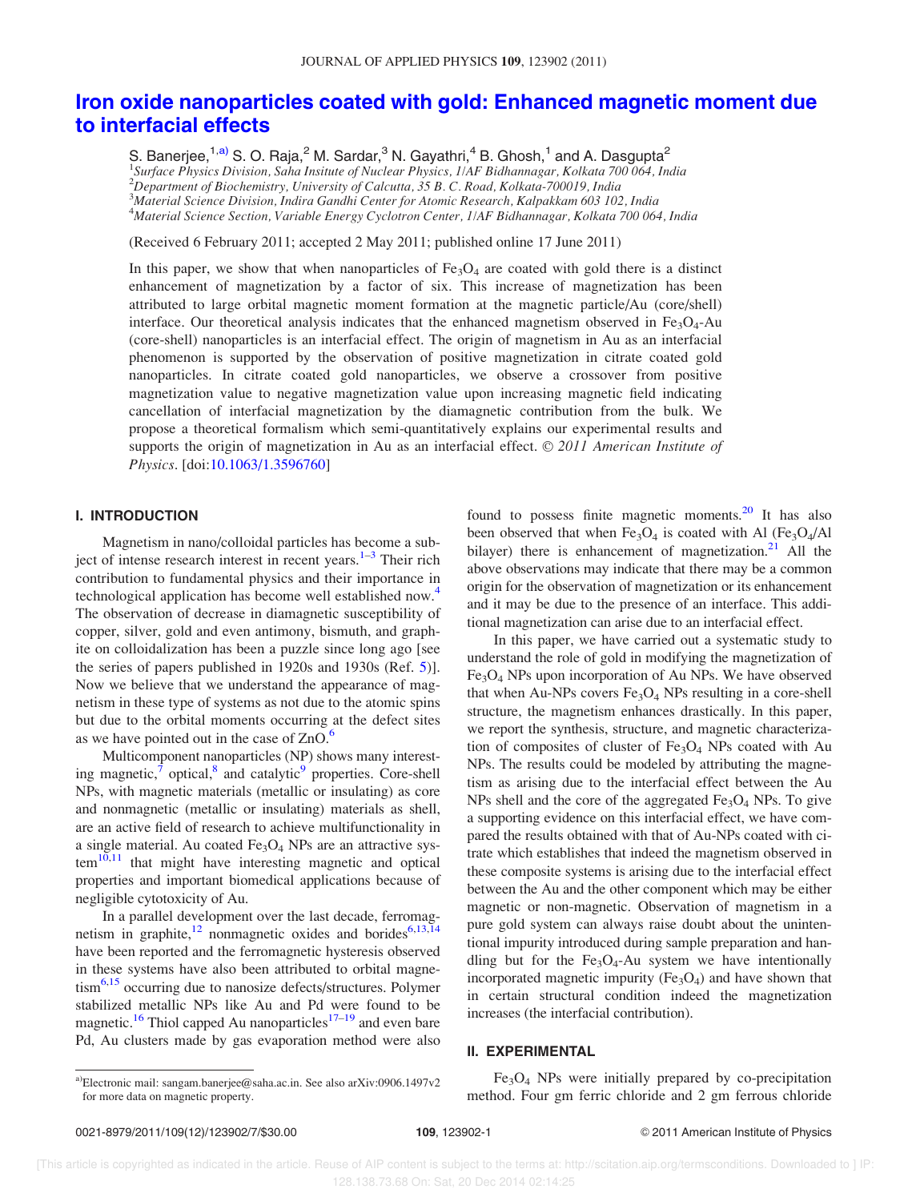# Iron oxide nanoparticles coated with gold: Enhanced magnetic moment due to interfacial effects

S. Banerjee,[1,a)] S. O. Raja,[2] M. Sardar,[3] N. Gayathri,[4] B. Ghosh,[1] and A. Dasgupta[2]

[1]*Surface Physics Division, Saha Institute of Nuclear Physics, 1/AF Bidhannagar, Kolkata 700 064, India*
[2]*Department of Biochemistry, University of Calcutta, 35 B. C. Road, Kolkata-700019, India*
[3]*Material Science Division, Indira Gandhi Center for Atomic Research, Kalpakkam 603 102, India*
[4]*Material Science Section, Variable Energy Cyclotron Center, 1/AF Bidhannagar, Kolkata 700 064, India*

(Received 6 February 2011; accepted 2 May 2011; published online 17 June 2011)

In this paper, we show that when nanoparticles of $Fe_3O_4$ are coated with gold there is a distinct enhancement of magnetization by a factor of six. This increase of magnetization has been attributed to large orbital magnetic moment formation at the magnetic particle/Au (core/shell) interface. Our theoretical analysis indicates that the enhanced magnetism observed in $Fe_3O_4$-Au (core-shell) nanoparticles is an interfacial effect. The origin of magnetism in Au as an interfacial phenomenon is supported by the observation of positive magnetization in citrate coated gold nanoparticles. In citrate coated gold nanoparticles, we observe a crossover from positive magnetization value to negative magnetization value upon increasing magnetic field indicating cancellation of interfacial magnetization by the diamagnetic contribution from the bulk. We propose a theoretical formalism which semi-quantitatively explains our experimental results and supports the origin of magnetization in Au as an interfacial effect. © *2011 American Institute of Physics*. [doi:10.1063/1.3596760]

## I. INTRODUCTION

Magnetism in nano/colloidal particles has become a subject of intense research interest in recent years.[1–3] Their rich contribution to fundamental physics and their importance in technological application has become well established now.[4] The observation of decrease in diamagnetic susceptibility of copper, silver, gold and even antimony, bismuth, and graphite on colloidalization has been a puzzle since long ago [see the series of papers published in 1920s and 1930s (Ref. 5)]. Now we believe that we understand the appearance of magnetism in these type of systems as not due to the atomic spins but due to the orbital moments occurring at the defect sites as we have pointed out in the case of ZnO.[6]

Multicomponent nanoparticles (NP) shows many interesting magnetic,[7] optical,[8] and catalytic[9] properties. Core-shell NPs, with magnetic materials (metallic or insulating) as core and nonmagnetic (metallic or insulating) materials as shell, are an active field of research to achieve multifunctionality in a single material. Au coated $Fe_3O_4$ NPs are an attractive system[10,11] that might have interesting magnetic and optical properties and important biomedical applications because of negligible cytotoxicity of Au.

In a parallel development over the last decade, ferromagnetism in graphite,[12] nonmagnetic oxides and borides[6,13,14] have been reported and the ferromagnetic hysteresis observed in these systems have also been attributed to orbital magnetism[6,15] occurring due to nanosize defects/structures. Polymer stabilized metallic NPs like Au and Pd were found to be magnetic.[16] Thiol capped Au nanoparticles[17–19] and even bare Pd, Au clusters made by gas evaporation method were also found to possess finite magnetic moments.[20] It has also been observed that when $Fe_3O_4$ is coated with Al ($Fe_3O_4$/Al bilayer) there is enhancement of magnetization.[21] All the above observations may indicate that there may be a common origin for the observation of magnetization or its enhancement and it may be due to the presence of an interface. This additional magnetization can arise due to an interfacial effect.

In this paper, we have carried out a systematic study to understand the role of gold in modifying the magnetization of $Fe_3O_4$ NPs upon incorporation of Au NPs. We have observed that when Au-NPs covers $Fe_3O_4$ NPs resulting in a core-shell structure, the magnetism enhances drastically. In this paper, we report the synthesis, structure, and magnetic characterization of composites of cluster of $Fe_3O_4$ NPs coated with Au NPs. The results could be modeled by attributing the magnetism as arising due to the interfacial effect between the Au NPs shell and the core of the aggregated $Fe_3O_4$ NPs. To give a supporting evidence on this interfacial effect, we have compared the results obtained with that of Au-NPs coated with citrate which establishes that indeed the magnetism observed in these composite systems is arising due to the interfacial effect between the Au and the other component which may be either magnetic or non-magnetic. Observation of magnetism in a pure gold system can always raise doubt about the unintentional impurity introduced during sample preparation and handling but for the $Fe_3O_4$-Au system we have intentionally incorporated magnetic impurity ($Fe_3O_4$) and have shown that in certain structural condition indeed the magnetization increases (the interfacial contribution).

## II. EXPERIMENTAL

$Fe_3O_4$ NPs were initially prepared by co-precipitation method. Four gm ferric chloride and 2 gm ferrous chloride

---

a)Electronic mail: sangam.banerjee@saha.ac.in. See also arXiv:0906.1497v2 for more data on magnetic property.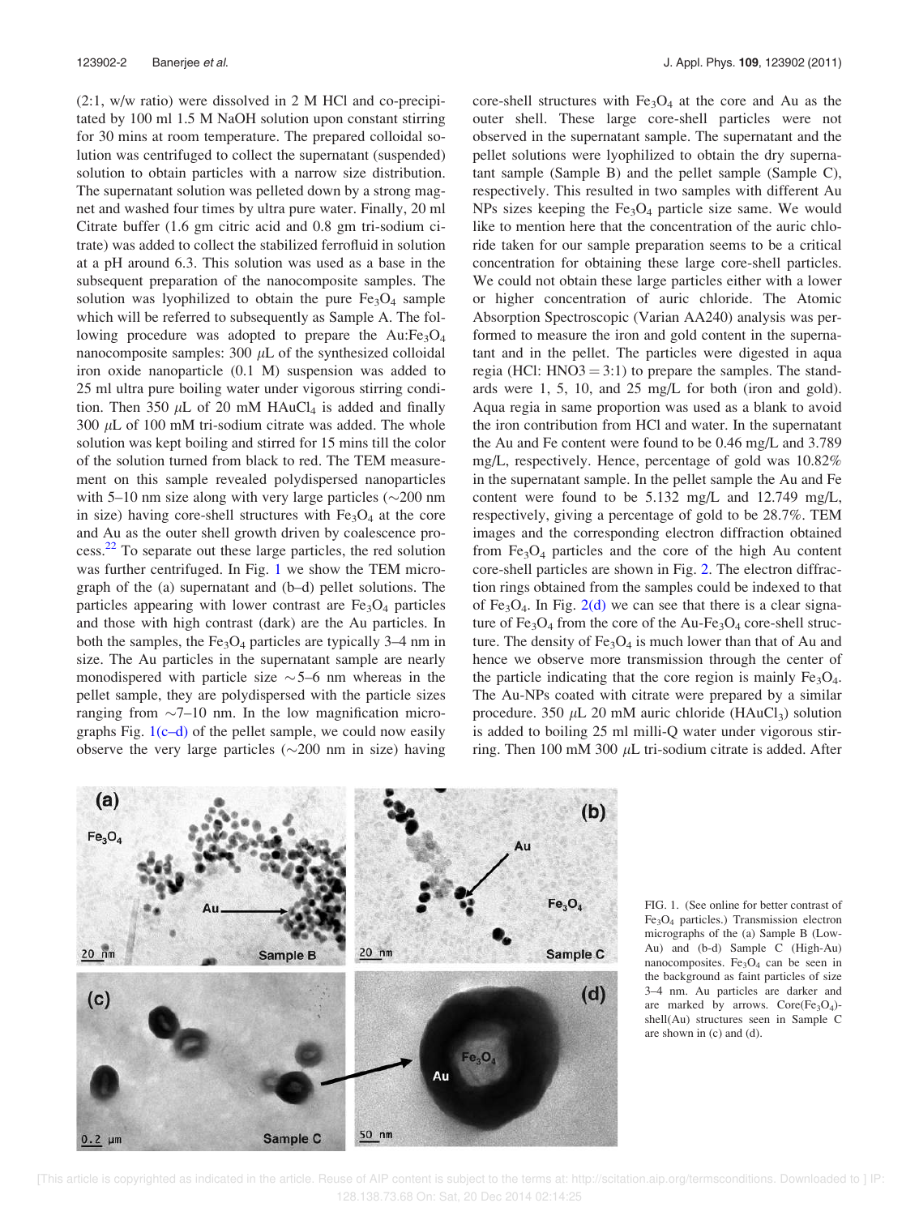(2:1, w/w ratio) were dissolved in 2 M HCl and co-precipitated by 100 ml 1.5 M NaOH solution upon constant stirring for 30 mins at room temperature. The prepared colloidal solution was centrifuged to collect the supernatant (suspended) solution to obtain particles with a narrow size distribution. The supernatant solution was pelleted down by a strong magnet and washed four times by ultra pure water. Finally, 20 ml Citrate buffer (1.6 gm citric acid and 0.8 gm tri-sodium citrate) was added to collect the stabilized ferrofluid in solution at a pH around 6.3. This solution was used as a base in the subsequent preparation of the nanocomposite samples. The solution was lyophilized to obtain the pure $Fe_3O_4$ sample which will be referred to subsequently as Sample A. The following procedure was adopted to prepare the Au:$Fe_3O_4$ nanocomposite samples: 300 $\mu$L of the synthesized colloidal iron oxide nanoparticle (0.1 M) suspension was added to 25 ml ultra pure boiling water under vigorous stirring condition. Then 350 $\mu$L of 20 mM $HAuCl_4$ is added and finally 300 $\mu$L of 100 mM tri-sodium citrate was added. The whole solution was kept boiling and stirred for 15 mins till the color of the solution turned from black to red. The TEM measurement on this sample revealed polydispersed nanoparticles with 5–10 nm size along with very large particles ($\sim$200 nm in size) having core-shell structures with $Fe_3O_4$ at the core and Au as the outer shell growth driven by coalescence process.[22] To separate out these large particles, the red solution was further centrifuged. In Fig. 1 we show the TEM micrograph of the (a) supernatant and (b–d) pellet solutions. The particles appearing with lower contrast are $Fe_3O_4$ particles and those with high contrast (dark) are the Au particles. In both the samples, the $Fe_3O_4$ particles are typically 3–4 nm in size. The Au particles in the supernatant sample are nearly monodispered with particle size $\sim$5–6 nm whereas in the pellet sample, they are polydispersed with the particle sizes ranging from $\sim$7–10 nm. In the low magnification micrographs Fig. 1(c–d) of the pellet sample, we could now easily observe the very large particles ($\sim$200 nm in size) having core-shell structures with $Fe_3O_4$ at the core and Au as the outer shell. These large core-shell particles were not observed in the supernatant sample. The supernatant and the pellet solutions were lyophilized to obtain the dry supernatant sample (Sample B) and the pellet sample (Sample C), respectively. This resulted in two samples with different Au NPs sizes keeping the $Fe_3O_4$ particle size same. We would like to mention here that the concentration of the auric chloride taken for our sample preparation seems to be a critical concentration for obtaining these large core-shell particles. We could not obtain these large particles either with a lower or higher concentration of auric chloride. The Atomic Absorption Spectroscopic (Varian AA240) analysis was performed to measure the iron and gold content in the supernatant and in the pellet. The particles were digested in aqua regia (HCl: HNO3 = 3:1) to prepare the samples. The standards were 1, 5, 10, and 25 mg/L for both (iron and gold). Aqua regia in same proportion was used as a blank to avoid the iron contribution from HCl and water. In the supernatant the Au and Fe content were found to be 0.46 mg/L and 3.789 mg/L, respectively. Hence, percentage of gold was 10.82% in the supernatant sample. In the pellet sample the Au and Fe content were found to be 5.132 mg/L and 12.749 mg/L, respectively, giving a percentage of gold to be 28.7%. TEM images and the corresponding electron diffraction obtained from $Fe_3O_4$ particles and the core of the high Au content core-shell particles are shown in Fig. 2. The electron diffraction rings obtained from the samples could be indexed to that of $Fe_3O_4$. In Fig. 2(d) we can see that there is a clear signature of $Fe_3O_4$ from the core of the Au-$Fe_3O_4$ core-shell structure. The density of $Fe_3O_4$ is much lower than that of Au and hence we observe more transmission through the center of the particle indicating that the core region is mainly $Fe_3O_4$. The Au-NPs coated with citrate were prepared by a similar procedure. 350 $\mu$L 20 mM auric chloride ($HAuCl_3$) solution is added to boiling 25 ml milli-Q water under vigorous stirring. Then 100 mM 300 $\mu$L tri-sodium citrate is added. After

FIG. 1. (See online for better contrast of $Fe_3O_4$ particles.) Transmission electron micrographs of the (a) Sample B (Low-Au) and (b-d) Sample C (High-Au) nanocomposites. $Fe_3O_4$ can be seen in the background as faint particles of size 3–4 nm. Au particles are darker and are marked by arrows. Core($Fe_3O_4$)-shell(Au) structures seen in Sample C are shown in (c) and (d).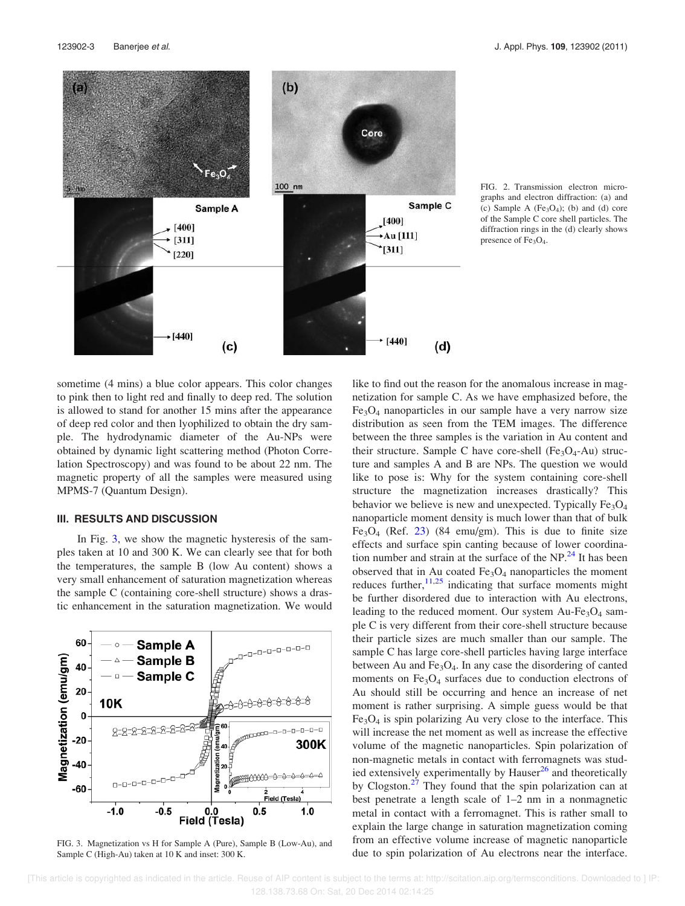FIG. 2. Transmission electron micrographs and electron diffraction: (a) and (c) Sample A ($Fe_3O_4$); (b) and (d) core of the Sample C core shell particles. The diffraction rings in the (d) clearly shows presence of $Fe_3O_4$.

sometime (4 mins) a blue color appears. This color changes to pink then to light red and finally to deep red. The solution is allowed to stand for another 15 mins after the appearance of deep red color and then lyophilized to obtain the dry sample. The hydrodynamic diameter of the Au-NPs were obtained by dynamic light scattering method (Photon Correlation Spectroscopy) and was found to be about 22 nm. The magnetic property of all the samples were measured using MPMS-7 (Quantum Design).

## III. RESULTS AND DISCUSSION

In Fig. 3, we show the magnetic hysteresis of the samples taken at 10 and 300 K. We can clearly see that for both the temperatures, the sample B (low Au content) shows a very small enhancement of saturation magnetization whereas the sample C (containing core-shell structure) shows a drastic enhancement in the saturation magnetization. We would like to find out the reason for the anomalous increase in magnetization for sample C. As we have emphasized before, the $Fe_3O_4$ nanoparticles in our sample have a very narrow size distribution as seen from the TEM images. The difference between the three samples is the variation in Au content and their structure. Sample C have core-shell ($Fe_3O_4$-Au) structure and samples A and B are NPs. The question we would like to pose is: Why for the system containing core-shell structure the magnetization increases drastically? This behavior we believe is new and unexpected. Typically $Fe_3O_4$ nanoparticle moment density is much lower than that of bulk $Fe_3O_4$ (Ref. 23) (84 emu/gm). This is due to finite size effects and surface spin canting because of lower coordination number and strain at the surface of the NP.[24] It has been observed that in Au coated $Fe_3O_4$ nanoparticles the moment reduces further,[11,25] indicating that surface moments might be further disordered due to interaction with Au electrons, leading to the reduced moment. Our system Au-$Fe_3O_4$ sample C is very different from their core-shell structure because their particle sizes are much smaller than our sample. The sample C has large core-shell particles having large interface between Au and $Fe_3O_4$. In any case the disordering of canted moments on $Fe_3O_4$ surfaces due to conduction electrons of Au should still be occurring and hence an increase of net moment is rather surprising. A simple guess would be that $Fe_3O_4$ is spin polarizing Au very close to the interface. This will increase the net moment as well as increase the effective volume of the magnetic nanoparticles. Spin polarization of non-magnetic metals in contact with ferromagnets was studied extensively experimentally by Hauser[26] and theoretically by Clogston.[27] They found that the spin polarization can at best penetrate a length scale of 1–2 nm in a nonmagnetic metal in contact with a ferromagnet. This is rather small to explain the large change in saturation magnetization coming from an effective volume increase of magnetic nanoparticle due to spin polarization of Au electrons near the interface.

FIG. 3. Magnetization vs H for Sample A (Pure), Sample B (Low-Au), and Sample C (High-Au) taken at 10 K and inset: 300 K.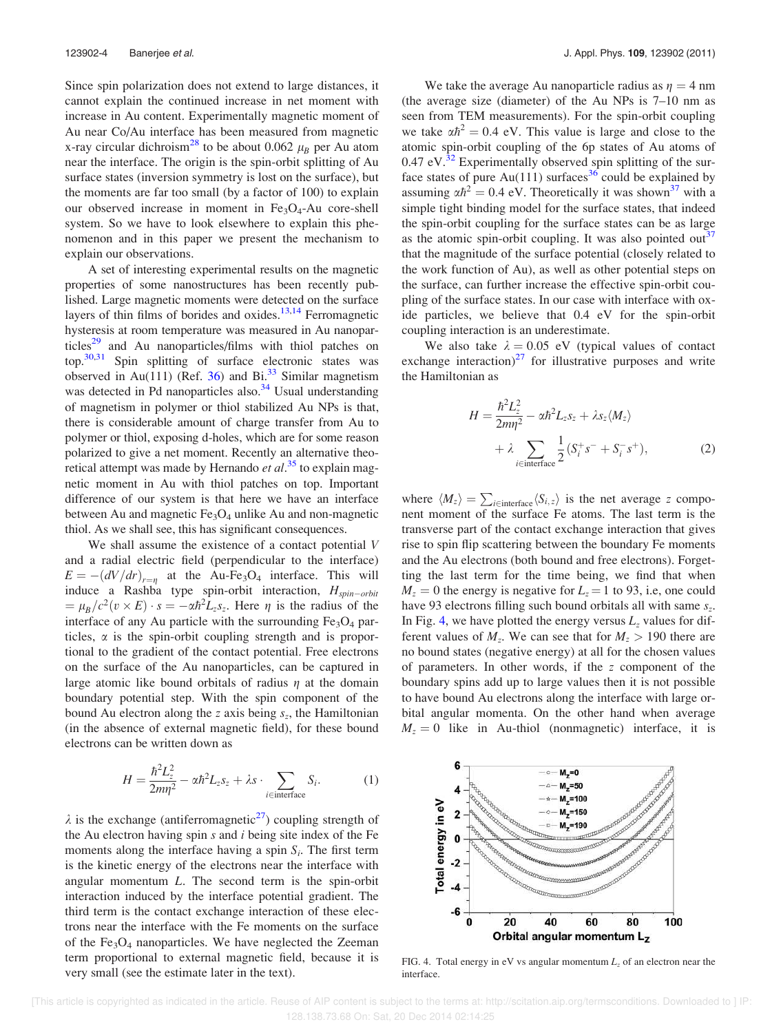Since spin polarization does not extend to large distances, it cannot explain the continued increase in net moment with increase in Au content. Experimentally magnetic moment of Au near Co/Au interface has been measured from magnetic x-ray circular dichroism[28] to be about 0.062 $\mu_B$ per Au atom near the interface. The origin is the spin-orbit splitting of Au surface states (inversion symmetry is lost on the surface), but the moments are far too small (by a factor of 100) to explain our observed increase in moment in $Fe_3O_4$-Au core-shell system. So we have to look elsewhere to explain this phenomenon and in this paper we present the mechanism to explain our observations.

A set of interesting experimental results on the magnetic properties of some nanostructures has been recently published. Large magnetic moments were detected on the surface layers of thin films of borides and oxides.[13,14] Ferromagnetic hysteresis at room temperature was measured in Au nanoparticles[29] and Au nanoparticles/films with thiol patches on top.[30,31] Spin splitting of surface electronic states was observed in Au(111) (Ref. 36) and Bi.[33] Similar magnetism was detected in Pd nanoparticles also.[34] Usual understanding of magnetism in polymer or thiol stabilized Au NPs is that, there is considerable amount of charge transfer from Au to polymer or thiol, exposing d-holes, which are for some reason polarized to give a net moment. Recently an alternative theoretical attempt was made by Hernando *et al.*[35] to explain magnetic moment in Au with thiol patches on top. Important difference of our system is that here we have an interface between Au and magnetic $Fe_3O_4$ unlike Au and non-magnetic thiol. As we shall see, this has significant consequences.

We shall assume the existence of a contact potential $V$ and a radial electric field (perpendicular to the interface) $E = -(dV/dr)_{r=\eta}$ at the Au-$Fe_3O_4$ interface. This will induce a Rashba type spin-orbit interaction, $H_{spin-orbit} = \mu_B/c^2(v \times E) \cdot s = -\alpha\hbar^2 L_z s_z$. Here $\eta$ is the radius of the interface of any Au particle with the surrounding $Fe_3O_4$ particles, $\alpha$ is the spin-orbit coupling strength and is proportional to the gradient of the contact potential. Free electrons on the surface of the Au nanoparticles, can be captured in large atomic like bound orbitals of radius $\eta$ at the domain boundary potential step. With the spin component of the bound Au electron along the $z$ axis being $s_z$, the Hamiltonian (in the absence of external magnetic field), for these bound electrons can be written down as

$$H = \frac{\hbar^2 L_z^2}{2m\eta^2} - \alpha\hbar^2 L_z s_z + \lambda s \cdot \sum_{i \in \text{interface}} S_i. \tag{1}$$

$\lambda$ is the exchange (antiferromagnetic[27]) coupling strength of the Au electron having spin $s$ and $i$ being site index of the Fe moments along the interface having a spin $S_i$. The first term is the kinetic energy of the electrons near the interface with angular momentum $L$. The second term is the spin-orbit interaction induced by the interface potential gradient. The third term is the contact exchange interaction of these electrons near the interface with the Fe moments on the surface of the $Fe_3O_4$ nanoparticles. We have neglected the Zeeman term proportional to external magnetic field, because it is very small (see the estimate later in the text).

We take the average Au nanoparticle radius as $\eta = 4$ nm (the average size (diameter) of the Au NPs is 7–10 nm as seen from TEM measurements). For the spin-orbit coupling we take $\alpha\hbar^2 = 0.4$ eV. This value is large and close to the atomic spin-orbit coupling of the 6p states of Au atoms of 0.47 eV.[32] Experimentally observed spin splitting of the surface states of pure Au(111) surfaces[36] could be explained by assuming $\alpha\hbar^2 = 0.4$ eV. Theoretically it was shown[37] with a simple tight binding model for the surface states, that indeed the spin-orbit coupling for the surface states can be as large as the atomic spin-orbit coupling. It was also pointed out[37] that the magnitude of the surface potential (closely related to the work function of Au), as well as other potential steps on the surface, can further increase the effective spin-orbit coupling of the surface states. In our case with interface with oxide particles, we believe that 0.4 eV for the spin-orbit coupling interaction is an underestimate.

We also take $\lambda = 0.05$ eV (typical values of contact exchange interaction)[27] for illustrative purposes and write the Hamiltonian as

$$H = \frac{\hbar^2 L_z^2}{2m\eta^2} - \alpha\hbar^2 L_z s_z + \lambda s_z \langle M_z \rangle + \lambda \sum_{i \in \text{interface}} \frac{1}{2}(S_i^+ s^- + S_i^- s^+), \tag{2}$$

where $\langle M_z \rangle = \sum_{i \in \text{interface}} \langle S_{i,z} \rangle$ is the net average $z$ component moment of the surface Fe atoms. The last term is the transverse part of the contact exchange interaction that gives rise to spin flip scattering between the boundary Fe moments and the Au electrons (both bound and free electrons). Forgetting the last term for the time being, we find that when $M_z = 0$ the energy is negative for $L_z = 1$ to 93, i.e, one could have 93 electrons filling such bound orbitals all with same $s_z$. In Fig. 4, we have plotted the energy versus $L_z$ values for different values of $M_z$. We can see that for $M_z > 190$ there are no bound states (negative energy) at all for the chosen values of parameters. In other words, if the $z$ component of the boundary spins add up to large values then it is not possible to have bound Au electrons along the interface with large orbital angular momenta. On the other hand when average $M_z = 0$ like in Au-thiol (nonmagnetic) interface, it is

FIG. 4. Total energy in eV vs angular momentum $L_z$ of an electron near the interface.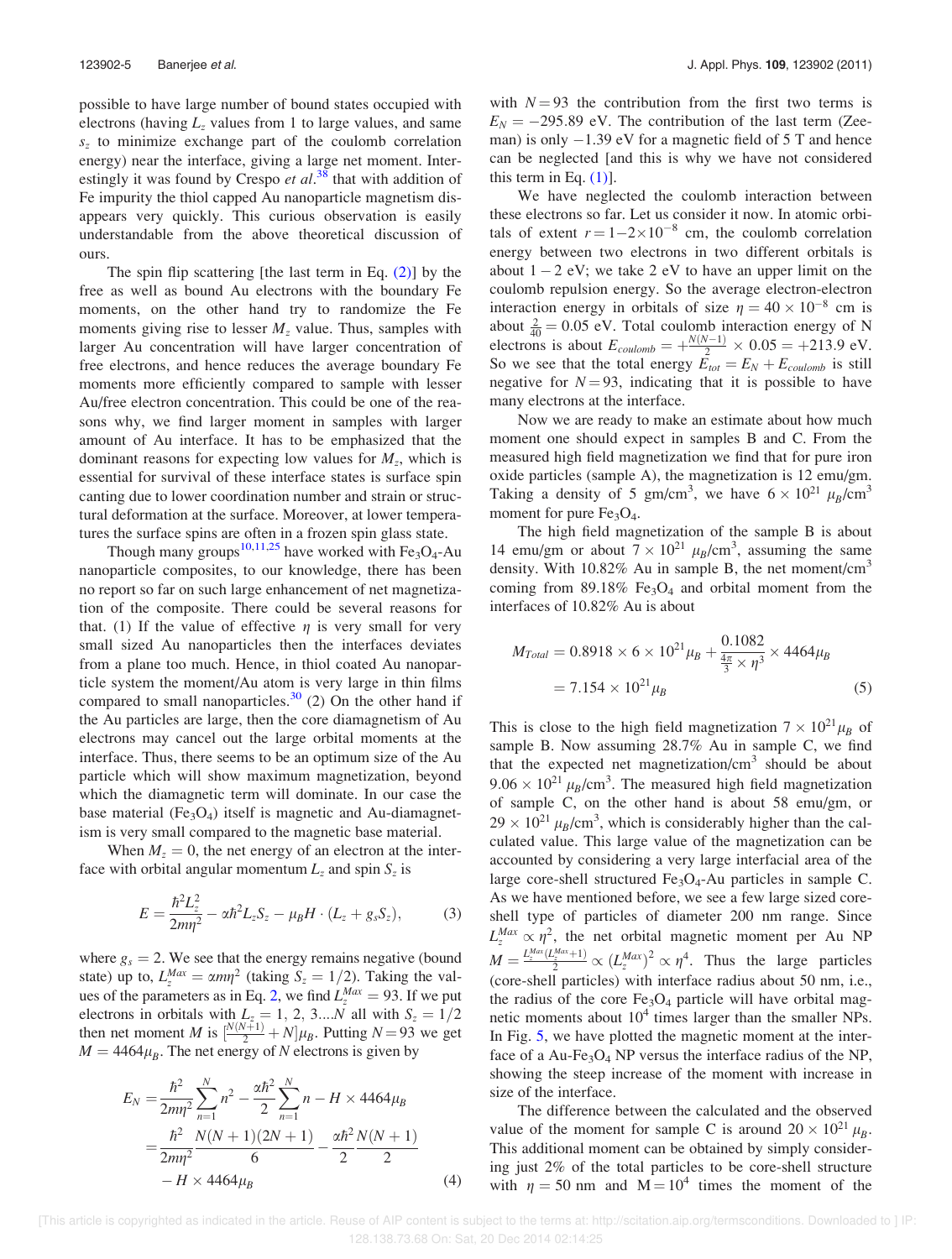possible to have large number of bound states occupied with electrons (having $L_z$ values from 1 to large values, and same $s_z$ to minimize exchange part of the coulomb correlation energy) near the interface, giving a large net moment. Interestingly it was found by Crespo *et al.*[38] that with addition of Fe impurity the thiol capped Au nanoparticle magnetism disappears very quickly. This curious observation is easily understandable from the above theoretical discussion of ours.

The spin flip scattering [the last term in Eq. (2)] by the free as well as bound Au electrons with the boundary Fe moments, on the other hand try to randomize the Fe moments giving rise to lesser $M_z$ value. Thus, samples with larger Au concentration will have larger concentration of free electrons, and hence reduces the average boundary Fe moments more efficiently compared to sample with lesser Au/free electron concentration. This could be one of the reasons why, we find larger moment in samples with larger amount of Au interface. It has to be emphasized that the dominant reasons for expecting low values for $M_z$, which is essential for survival of these interface states is surface spin canting due to lower coordination number and strain or structural deformation at the surface. Moreover, at lower temperatures the surface spins are often in a frozen spin glass state.

Though many groups[10,11,25] have worked with $Fe_3O_4$-Au nanoparticle composites, to our knowledge, there has been no report so far on such large enhancement of net magnetization of the composite. There could be several reasons for that. (1) If the value of effective $\eta$ is very small for very small sized Au nanoparticles then the interfaces deviates from a plane too much. Hence, in thiol coated Au nanoparticle system the moment/Au atom is very large in thin films compared to small nanoparticles.[30] (2) On the other hand if the Au particles are large, then the core diamagnetism of Au electrons may cancel out the large orbital moments at the interface. Thus, there seems to be an optimum size of the Au particle which will show maximum magnetization, beyond which the diamagnetic term will dominate. In our case the base material ($Fe_3O_4$) itself is magnetic and Au-diamagnetism is very small compared to the magnetic base material.

When $M_z = 0$, the net energy of an electron at the interface with orbital angular momentum $L_z$ and spin $S_z$ is

$$E = \frac{\hbar^2 L_z^2}{2m\eta^2} - \alpha\hbar^2 L_z S_z - \mu_B H \cdot (L_z + g_s S_z), \tag{3}$$

where $g_s = 2$. We see that the energy remains negative (bound state) up to, $L_z^{Max} = \alpha m\eta^2$ (taking $S_z = 1/2$). Taking the values of the parameters as in Eq. 2, we find $L_z^{Max} = 93$. If we put electrons in orbitals with $L_z = 1, 2, 3....N$ all with $S_z = 1/2$ then net moment $M$ is $[\frac{N(N+1)}{2} + N]\mu_B$. Putting $N = 93$ we get $M = 4464\mu_B$. The net energy of $N$ electrons is given by

$$\begin{aligned} E_N &= \frac{\hbar^2}{2m\eta^2}\sum_{n=1}^{N} n^2 - \frac{\alpha\hbar^2}{2}\sum_{n=1}^{N} n - H \times 4464\mu_B \\ &= \frac{\hbar^2}{2m\eta^2}\frac{N(N+1)(2N+1)}{6} - \frac{\alpha\hbar^2}{2}\frac{N(N+1)}{2} \\ &\quad - H \times 4464\mu_B \end{aligned} \tag{4}$$

with $N = 93$ the contribution from the first two terms is $E_N = -295.89$ eV. The contribution of the last term (Zeeman) is only $-1.39$ eV for a magnetic field of 5 T and hence can be neglected [and this is why we have not considered this term in Eq. (1)].

We have neglected the coulomb interaction between these electrons so far. Let us consider it now. In atomic orbitals of extent $r = 1-2\times10^{-8}$ cm, the coulomb correlation energy between two electrons in two different orbitals is about $1-2$ eV; we take 2 eV to have an upper limit on the coulomb repulsion energy. So the average electron-electron interaction energy in orbitals of size $\eta = 40 \times 10^{-8}$ cm is about $\frac{2}{40} = 0.05$ eV. Total coulomb interaction energy of N electrons is about $E_{coulomb} = +\frac{N(N-1)}{2} \times 0.05 = +213.9$ eV. So we see that the total energy $E_{tot} = E_N + E_{coulomb}$ is still negative for $N = 93$, indicating that it is possible to have many electrons at the interface.

Now we are ready to make an estimate about how much moment one should expect in samples B and C. From the measured high field magnetization we find that for pure iron oxide particles (sample A), the magnetization is 12 emu/gm. Taking a density of 5 gm/cm$^3$, we have $6 \times 10^{21}\ \mu_B/\text{cm}^3$ moment for pure $Fe_3O_4$.

The high field magnetization of the sample B is about 14 emu/gm or about $7 \times 10^{21}\ \mu_B/\text{cm}^3$, assuming the same density. With 10.82% Au in sample B, the net moment/cm$^3$ coming from 89.18% $Fe_3O_4$ and orbital moment from the interfaces of 10.82% Au is about

$$\begin{aligned} M_{Total} &= 0.8918 \times 6 \times 10^{21}\mu_B + \frac{0.1082}{\frac{4\pi}{3} \times \eta^3} \times 4464\mu_B \\ &= 7.154 \times 10^{21}\mu_B \end{aligned} \tag{5}$$

This is close to the high field magnetization $7 \times 10^{21}\mu_B$ of sample B. Now assuming 28.7% Au in sample C, we find that the expected net magnetization/cm$^3$ should be about $9.06 \times 10^{21}\ \mu_B/\text{cm}^3$. The measured high field magnetization of sample C, on the other hand is about 58 emu/gm, or $29 \times 10^{21}\ \mu_B/\text{cm}^3$, which is considerably higher than the calculated value. This large value of the magnetization can be accounted by considering a very large interfacial area of the large core-shell structured $Fe_3O_4$-Au particles in sample C. As we have mentioned before, we see a few large sized core-shell type of particles of diameter 200 nm range. Since $L_z^{Max} \propto \eta^2$, the net orbital magnetic moment per Au NP $M = \frac{L_z^{Max}(L_z^{Max}+1)}{2} \propto (L_z^{Max})^2 \propto \eta^4$. Thus the large particles (core-shell particles) with interface radius about 50 nm, i.e., the radius of the core $Fe_3O_4$ particle will have orbital magnetic moments about $10^4$ times larger than the smaller NPs. In Fig. 5, we have plotted the magnetic moment at the interface of a Au-$Fe_3O_4$ NP versus the interface radius of the NP, showing the steep increase of the moment with increase in size of the interface.

The difference between the calculated and the observed value of the moment for sample C is around $20 \times 10^{21}\ \mu_B$. This additional moment can be obtained by simply considering just 2% of the total particles to be core-shell structure with $\eta = 50$ nm and $M = 10^4$ times the moment of the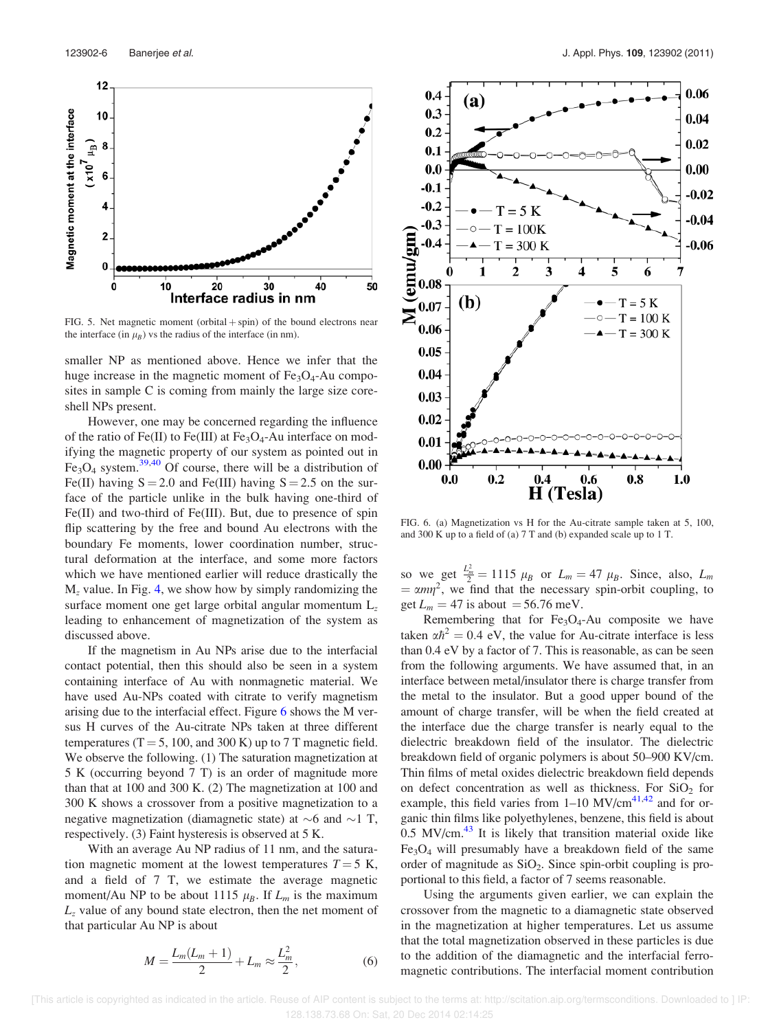FIG. 5. Net magnetic moment (orbital + spin) of the bound electrons near the interface (in $\mu_B$) vs the radius of the interface (in nm).

smaller NP as mentioned above. Hence we infer that the huge increase in the magnetic moment of $Fe_3O_4$-Au composites in sample C is coming from mainly the large size core-shell NPs present.

However, one may be concerned regarding the influence of the ratio of Fe(II) to Fe(III) at $Fe_3O_4$-Au interface on modifying the magnetic property of our system as pointed out in $Fe_3O_4$ system.[39,40] Of course, there will be a distribution of Fe(II) having $S = 2.0$ and Fe(III) having $S = 2.5$ on the surface of the particle unlike in the bulk having one-third of Fe(II) and two-third of Fe(III). But, due to presence of spin flip scattering by the free and bound Au electrons with the boundary Fe moments, lower coordination number, structural deformation at the interface, and some more factors which we have mentioned earlier will reduce drastically the $M_z$ value. In Fig. 4, we show how by simply randomizing the surface moment one get large orbital angular momentum $L_z$ leading to enhancement of magnetization of the system as discussed above.

If the magnetism in Au NPs arise due to the interfacial contact potential, then this should also be seen in a system containing interface of Au with nonmagnetic material. We have used Au-NPs coated with citrate to verify magnetism arising due to the interfacial effect. Figure 6 shows the M versus H curves of the Au-citrate NPs taken at three different temperatures ($T = 5$, 100, and 300 K) up to 7 T magnetic field. We observe the following. (1) The saturation magnetization at 5 K (occurring beyond 7 T) is an order of magnitude more than that at 100 and 300 K. (2) The magnetization at 100 and 300 K shows a crossover from a positive magnetization to a negative magnetization (diamagnetic state) at $\sim$6 and $\sim$1 T, respectively. (3) Faint hysteresis is observed at 5 K.

With an average Au NP radius of 11 nm, and the saturation magnetic moment at the lowest temperatures $T = 5$ K, and a field of 7 T, we estimate the average magnetic moment/Au NP to be about 1115 $\mu_B$. If $L_m$ is the maximum $L_z$ value of any bound state electron, then the net moment of that particular Au NP is about

$$M = \frac{L_m(L_m+1)}{2} + L_m \approx \frac{L_m^2}{2}, \tag{6}$$

FIG. 6. (a) Magnetization vs H for the Au-citrate sample taken at 5, 100, and 300 K up to a field of (a) 7 T and (b) expanded scale up to 1 T.

so we get $\frac{L_m^2}{2} = 1115\ \mu_B$ or $L_m = 47\ \mu_B$. Since, also, $L_m = \alpha m \eta^2$, we find that the necessary spin-orbit coupling, to get $L_m = 47$ is about $= 56.76$ meV.

Remembering that for $Fe_3O_4$-Au composite we have taken $\alpha\hbar^2 = 0.4$ eV, the value for Au-citrate interface is less than 0.4 eV by a factor of 7. This is reasonable, as can be seen from the following arguments. We have assumed that, in an interface between metal/insulator there is charge transfer from the metal to the insulator. But a good upper bound of the amount of charge transfer, will be when the field created at the interface due the charge transfer is nearly equal to the dielectric breakdown field of the insulator. The dielectric breakdown field of organic polymers is about 50–900 KV/cm. Thin films of metal oxides dielectric breakdown field depends on defect concentration as well as thickness. For $SiO_2$ for example, this field varies from 1–10 MV/cm[41,42] and for organic thin films like polyethylenes, benzene, this field is about 0.5 MV/cm.[43] It is likely that transition material oxide like $Fe_3O_4$ will presumably have a breakdown field of the same order of magnitude as $SiO_2$. Since spin-orbit coupling is proportional to this field, a factor of 7 seems reasonable.

Using the arguments given earlier, we can explain the crossover from the magnetic to a diamagnetic state observed in the magnetization at higher temperatures. Let us assume that the total magnetization observed in these particles is due to the addition of the diamagnetic and the interfacial ferromagnetic contributions. The interfacial moment contribution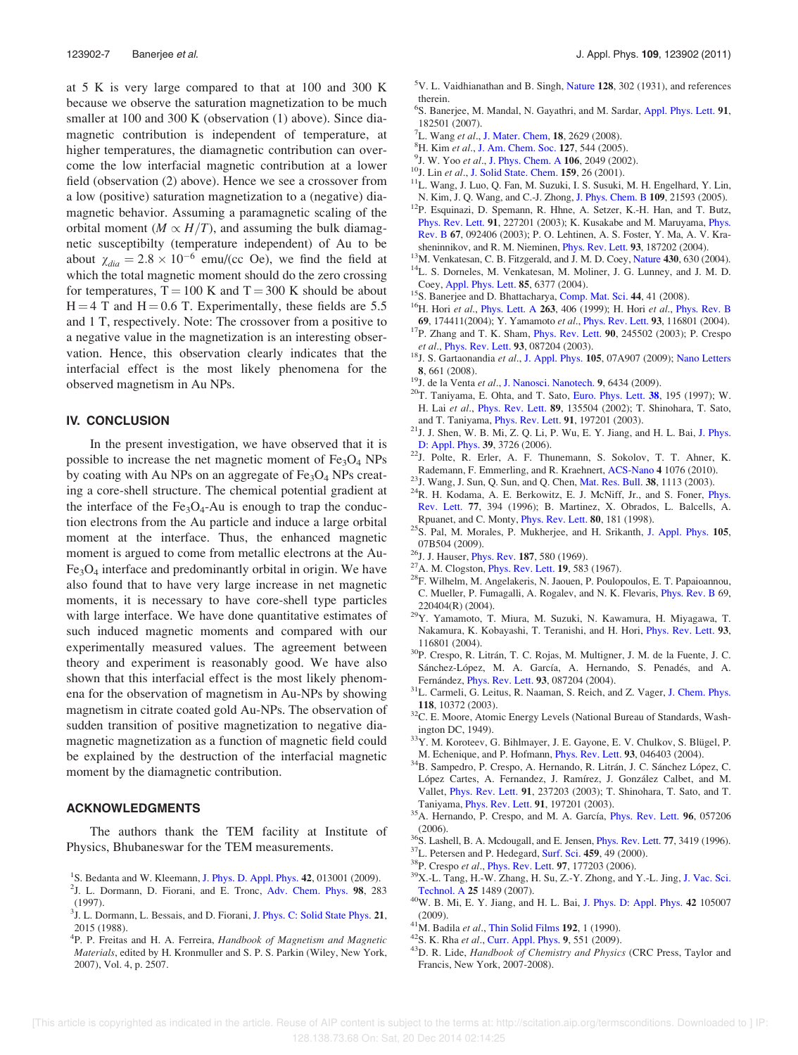at 5 K is very large compared to that at 100 and 300 K because we observe the saturation magnetization to be much smaller at 100 and 300 K (observation (1) above). Since diamagnetic contribution is independent of temperature, at higher temperatures, the diamagnetic contribution can overcome the low interfacial magnetic contribution at a lower field (observation (2) above). Hence we see a crossover from a low (positive) saturation magnetization to a (negative) diamagnetic behavior. Assuming a paramagnetic scaling of the orbital moment ($M \propto H/T$), and assuming the bulk diamagnetic susceptibilty (temperature independent) of Au to be about $\chi_{dia} = 2.8 \times 10^{-6}$ emu/(cc Oe), we find the field at which the total magnetic moment should do the zero crossing for temperatures, $T = 100$ K and $T = 300$ K should be about $H = 4$ T and $H = 0.6$ T. Experimentally, these fields are 5.5 and 1 T, respectively. Note: The crossover from a positive to a negative value in the magnetization is an interesting observation. Hence, this observation clearly indicates that the interfacial effect is the most likely phenomena for the observed magnetism in Au NPs.

## IV. CONCLUSION

In the present investigation, we have observed that it is possible to increase the net magnetic moment of $Fe_3O_4$ NPs by coating with Au NPs on an aggregate of $Fe_3O_4$ NPs creating a core-shell structure. The chemical potential gradient at the interface of the $Fe_3O_4$-Au is enough to trap the conduction electrons from the Au particle and induce a large orbital moment at the interface. Thus, the enhanced magnetic moment is argued to come from metallic electrons at the Au-$Fe_3O_4$ interface and predominantly orbital in origin. We have also found that to have very large increase in net magnetic moments, it is necessary to have core-shell type particles with large interface. We have done quantitative estimates of such induced magnetic moments and compared with our experimentally measured values. The agreement between theory and experiment is reasonably good. We have also shown that this interfacial effect is the most likely phenomena for the observation of magnetism in Au-NPs by showing magnetism in citrate coated gold Au-NPs. The observation of sudden transition of positive magnetization to negative diamagnetic magnetization as a function of magnetic field could be explained by the destruction of the interfacial magnetic moment by the diamagnetic contribution.

## ACKNOWLEDGMENTS

The authors thank the TEM facility at Institute of Physics, Bhubaneswar for the TEM measurements.

[1] S. Bedanta and W. Kleemann, J. Phys. D. Appl. Phys. **42**, 013001 (2009).

[2] J. L. Dormann, D. Fiorani, and E. Tronc, Adv. Chem. Phys. **98**, 283 (1997).

[3] J. L. Dormann, L. Bessais, and D. Fiorani, J. Phys. C: Solid State Phys. **21**, 2015 (1988).

[4] P. Freitas and H. A. Ferreira, *Handbook of Magnetism and Magnetic Materials*, edited by H. Kronmuller and S. P. S. Parkin (Wiley, New York, 2007), Vol. 4, p. 2507.

[5] V. L. Vaidhianathan and B. Singh, Nature **128**, 302 (1931), and references therein.

[6] S. Banerjee, M. Mandal, N. Gayathri, and M. Sardar, Appl. Phys. Lett. **91**, 182501 (2007).

[7] L. Wang *et al.*, J. Mater. Chem. **18**, 2629 (2008).

[8] H. Kim *et al.*, J. Am. Chem. Soc. **127**, 544 (2005).

[9] J. W. Yoo *et al.*, J. Phys. Chem. A **106**, 2049 (2002).

[10] J. Lin *et al.*, J. Solid State. Chem. **159**, 26 (2001).

[11] L. Wang, J. Luo, Q. Fan, M. Suzuki, I. S. Susuki, M. H. Engelhard, Y. Lin, N. Kim, J. Q. Wang, and C.-J. Zhong, J. Phys. Chem. B **109**, 21593 (2005).

[12] P. Esquinazi, D. Spemann, R. Hhne, A. Setzer, K.-H. Han, and T. Butz, Phys. Rev. Lett. **91**, 227201 (2003); K. Kusakabe and M. Maruyama, Phys. Rev. B **67**, 092406 (2003); P. O. Lehtinen, A. S. Foster, Y. Ma, A. V. Krasheninnikov, and R. M. Nieminen, Phys. Rev. Lett. **93**, 187202 (2004).

[13] M. Venkatesan, C. B. Fitzgerald, and J. M. D. Coey, Nature **430**, 630 (2004).

[14] L. S. Dorneles, M. Venkatesan, M. Moliner, J. G. Lunney, and J. M. D. Coey, Appl. Phys. Lett. **85**, 6377 (2004).

[15] S. Banerjee and D. Bhattacharya, Comp. Mat. Sci. **44**, 41 (2008).

[16] H. Hori *et al.*, Phys. Lett. A **263**, 406 (1999); H. Hori *et al.*, Phys. Rev. B **69**, 174411(2004); Y. Yamamoto *et al.*, Phys. Rev. Lett. **93**, 116801 (2004).

[17] P. Zhang and T. K. Sham, Phys. Rev. Lett. **90**, 245502 (2003); P. Crespo *et al.*, Phys. Rev. Lett. **93**, 087204 (2003).

[18] J. S. Gartaonandia *et al.*, J. Appl. Phys. **105**, 07A907 (2009); Nano Letters **8**, 661 (2008).

[19] J. de la Venta *et al.*, J. Nanosci. Nanotech. **9**, 6434 (2009).

[20] T. Taniyama, E. Ohta, and T. Sato, Euro. Phys. Lett. **38**, 195 (1997); W. H. Lai *et al.*, Phys. Rev. Lett. **89**, 135504 (2002); T. Shinohara, T. Sato, and T. Taniyama, Phys. Rev. Lett. **91**, 197201 (2003).

[21] J. J. Shen, W. B. Mi, Z. Q. Li, P. Wu, E. Y. Jiang, and H. L. Bai, J. Phys. D: Appl. Phys. **39**, 3726 (2006).

[22] J. Polte, R. Erler, A. F. Thunemann, S. Sokolov, T. T. Ahner, K. Rademann, F. Emmerling, and R. Kraehnert, ACS-Nano **4** 1076 (2010).

[23] J. Wang, J. Sun, Q. Sun, and Q. Chen, Mat. Res. Bull. **38**, 1113 (2003).

[24] R. H. Kodama, A. E. Berkowitz, E. J. McNiff, Jr., and S. Foner, Phys. Rev. Lett. **77**, 394 (1996); B. Martinez, X. Obrados, L. Balcells, A. Rpuanet, and C. Monty, Phys. Rev. Lett. **80**, 181 (1998).

[25] S. Pal, M. Morales, P. Mukherjee, and H. Srikanth, J. Appl. Phys. **105**, 07B504 (2009).

[26] J. J. Hauser, Phys. Rev. **187**, 580 (1969).

[27] A. M. Clogston, Phys. Rev. Lett. **19**, 583 (1967).

[28] F. Wilhelm, M. Angelakeris, N. Jaouen, P. Poulopoulos, E. T. Papaioannou, C. Mueller, P. Fumagalli, A. Rogalev, and N. K. Flevaris, Phys. Rev. B 69, 220404(R) (2004).

[29] Y. Yamamoto, T. Miura, M. Suzuki, N. Kawamura, H. Miyagawa, T. Nakamura, K. Kobayashi, T. Teranishi, and H. Hori, Phys. Rev. Lett. **93**, 116801 (2004).

[30] P. Crespo, R. Litrán, T. C. Rojas, M. Multigner, J. M. de la Fuente, J. C. Sánchez-López, M. A. García, A. Hernando, S. Penadés, and A. Fernández, Phys. Rev. Lett. **93**, 087204 (2004).

[31] L. Carmeli, G. Leitus, R. Naaman, S. Reich, and Z. Vager, J. Chem. Phys. **118**, 10372 (2003).

[32] C. E. Moore, Atomic Energy Levels (National Bureau of Standards, Washington DC, 1949).

[33] Y. M. Koroteev, G. Bihlmayer, J. E. Gayone, E. V. Chulkov, S. Blügel, P. M. Echenique, and P. Hofmann, Phys. Rev. Lett. **93**, 046403 (2004).

[34] B. Sampedro, P. Crespo, A. Hernando, R. Litrán, J. C. Sánchez López, C. López Cartes, A. Fernandez, J. Ramírez, J. González Calbet, and M. Vallet, Phys. Rev. Lett. **91**, 237203 (2003); T. Shinohara, T. Sato, and T. Taniyama, Phys. Rev. Lett. **91**, 197201 (2003).

[35] A. Hernando, P. Crespo, and M. A. García, Phys. Rev. Lett. **96**, 057206 (2006).

[36] S. Lashell, B. A. Mcdougall, and E. Jensen, Phys. Rev. Lett. **77**, 3419 (1996).

[37] L. Petersen and P. Hedegard, Surf. Sci. **459**, 49 (2000).

[38] P. Crespo *et al.*, Phys. Rev. Lett. **97**, 177203 (2006).

[39] X.-L. Tang, H.-W. Zhang, H. Su, Z.-Y. Zhong, and Y.-L. Jing, J. Vac. Sci. Technol. A **25** 1489 (2007).

[40] W. B. Mi, E. Y. Jiang, and H. L. Bai, J. Phys. D: Appl. Phys. **42** 105007 (2009).

[41] M. Badila *et al.*, Thin Solid Films **192**, 1 (1990).

[42] S. K. Rha *et al.*, Curr. Appl. Phys. **9**, 551 (2009).

[43] D. R. Lide, *Handbook of Chemistry and Physics* (CRC Press, Taylor and Francis, New York, 2007-2008).